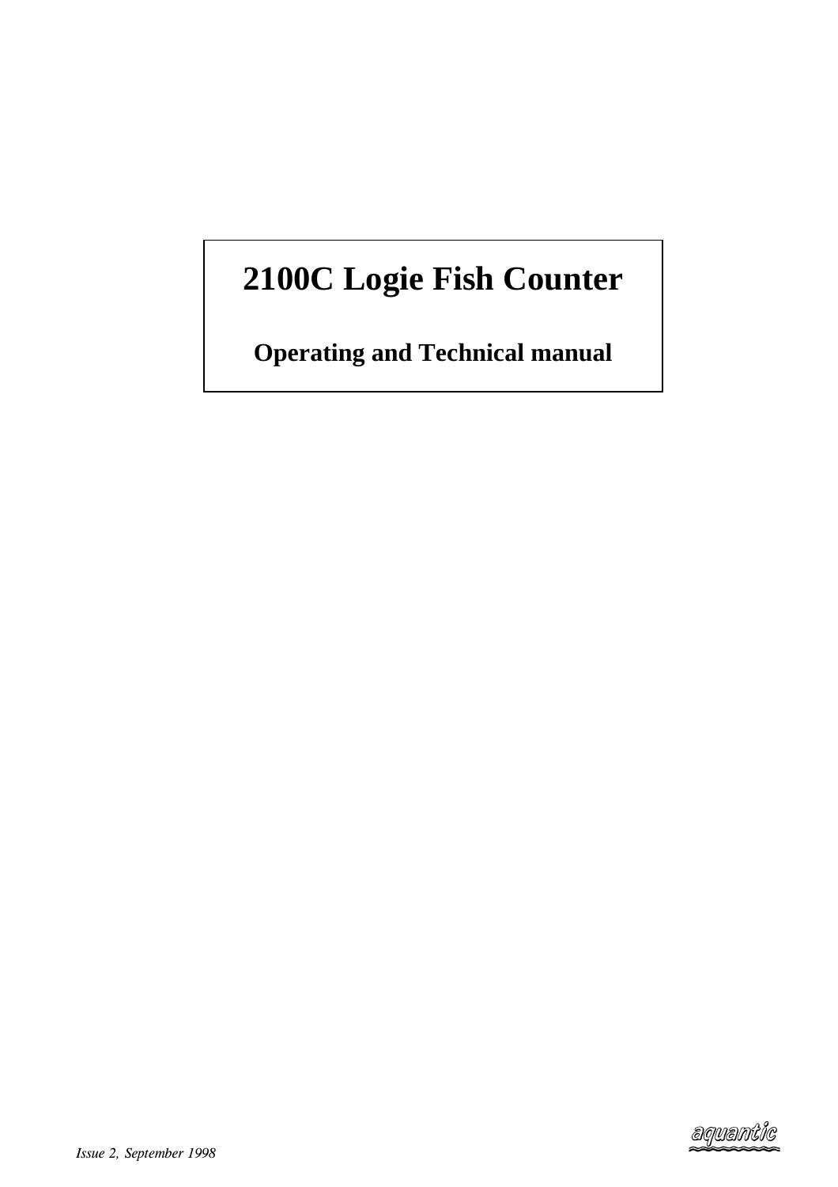# 2100C Logie Fish Counter

## Operating and Technical manual

*Issue 2, September 1998*

aquantic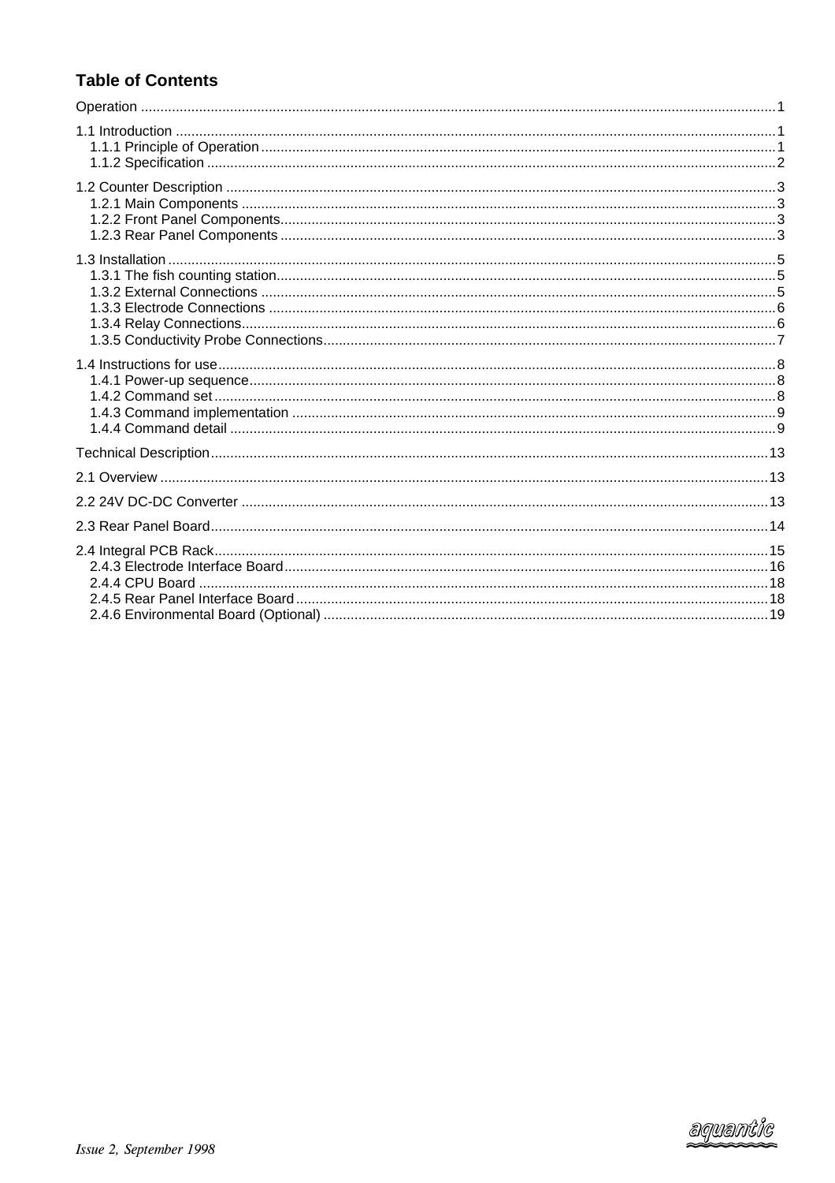## Table of Contents

Operation ... 1

1.1 Introduction ... 1
- 1.1.1 Principle of Operation ... 1
- 1.1.2 Specification ... 2

1.2 Counter Description ... 3
- 1.2.1 Main Components ... 3
- 1.2.2 Front Panel Components ... 3
- 1.2.3 Rear Panel Components ... 3

1.3 Installation ... 5
- 1.3.1 The fish counting station ... 5
- 1.3.2 External Connections ... 5
- 1.3.3 Electrode Connections ... 6
- 1.3.4 Relay Connections ... 6
- 1.3.5 Conductivity Probe Connections ... 7

1.4 Instructions for use ... 8
- 1.4.1 Power-up sequence ... 8
- 1.4.2 Command set ... 8
- 1.4.3 Command implementation ... 9
- 1.4.4 Command detail ... 9

Technical Description ... 13

2.1 Overview ... 13

2.2 24V DC-DC Converter ... 13

2.3 Rear Panel Board ... 14

2.4 Integral PCB Rack ... 15
- 2.4.3 Electrode Interface Board ... 16
- 2.4.4 CPU Board ... 18
- 2.4.5 Rear Panel Interface Board ... 18
- 2.4.6 Environmental Board (Optional) ... 19

*Issue 2, September 1998*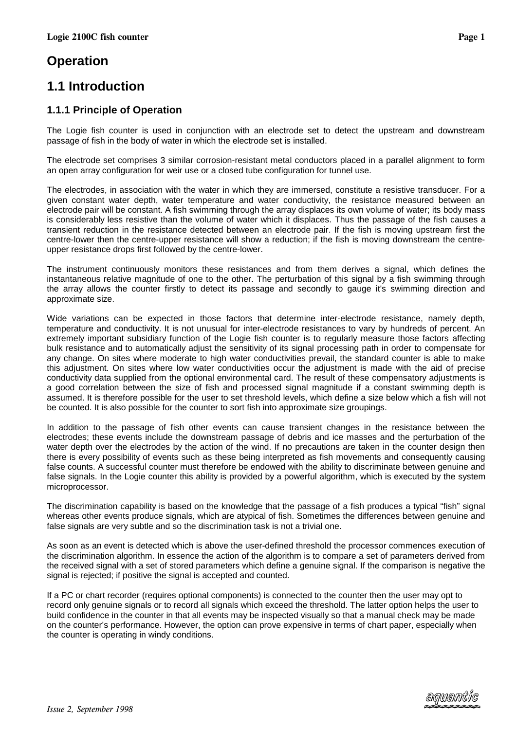# Operation

## 1.1 Introduction

### 1.1.1 Principle of Operation

The Logie fish counter is used in conjunction with an electrode set to detect the upstream and downstream passage of fish in the body of water in which the electrode set is installed.

The electrode set comprises 3 similar corrosion-resistant metal conductors placed in a parallel alignment to form an open array configuration for weir use or a closed tube configuration for tunnel use.

The electrodes, in association with the water in which they are immersed, constitute a resistive transducer. For a given constant water depth, water temperature and water conductivity, the resistance measured between an electrode pair will be constant. A fish swimming through the array displaces its own volume of water; its body mass is considerably less resistive than the volume of water which it displaces. Thus the passage of the fish causes a transient reduction in the resistance detected between an electrode pair. If the fish is moving upstream first the centre-lower then the centre-upper resistance will show a reduction; if the fish is moving downstream the centre-upper resistance drops first followed by the centre-lower.

The instrument continuously monitors these resistances and from them derives a signal, which defines the instantaneous relative magnitude of one to the other. The perturbation of this signal by a fish swimming through the array allows the counter firstly to detect its passage and secondly to gauge it's swimming direction and approximate size.

Wide variations can be expected in those factors that determine inter-electrode resistance, namely depth, temperature and conductivity. It is not unusual for inter-electrode resistances to vary by hundreds of percent. An extremely important subsidiary function of the Logie fish counter is to regularly measure those factors affecting bulk resistance and to automatically adjust the sensitivity of its signal processing path in order to compensate for any change. On sites where moderate to high water conductivities prevail, the standard counter is able to make this adjustment. On sites where low water conductivities occur the adjustment is made with the aid of precise conductivity data supplied from the optional environmental card. The result of these compensatory adjustments is a good correlation between the size of fish and processed signal magnitude if a constant swimming depth is assumed. It is therefore possible for the user to set threshold levels, which define a size below which a fish will not be counted. It is also possible for the counter to sort fish into approximate size groupings.

In addition to the passage of fish other events can cause transient changes in the resistance between the electrodes; these events include the downstream passage of debris and ice masses and the perturbation of the water depth over the electrodes by the action of the wind. If no precautions are taken in the counter design then there is every possibility of events such as these being interpreted as fish movements and consequently causing false counts. A successful counter must therefore be endowed with the ability to discriminate between genuine and false signals. In the Logie counter this ability is provided by a powerful algorithm, which is executed by the system microprocessor.

The discrimination capability is based on the knowledge that the passage of a fish produces a typical "fish" signal whereas other events produce signals, which are atypical of fish. Sometimes the differences between genuine and false signals are very subtle and so the discrimination task is not a trivial one.

As soon as an event is detected which is above the user-defined threshold the processor commences execution of the discrimination algorithm. In essence the action of the algorithm is to compare a set of parameters derived from the received signal with a set of stored parameters which define a genuine signal. If the comparison is negative the signal is rejected; if positive the signal is accepted and counted.

If a PC or chart recorder (requires optional components) is connected to the counter then the user may opt to record only genuine signals or to record all signals which exceed the threshold. The latter option helps the user to build confidence in the counter in that all events may be inspected visually so that a manual check may be made on the counter's performance. However, the option can prove expensive in terms of chart paper, especially when the counter is operating in windy conditions.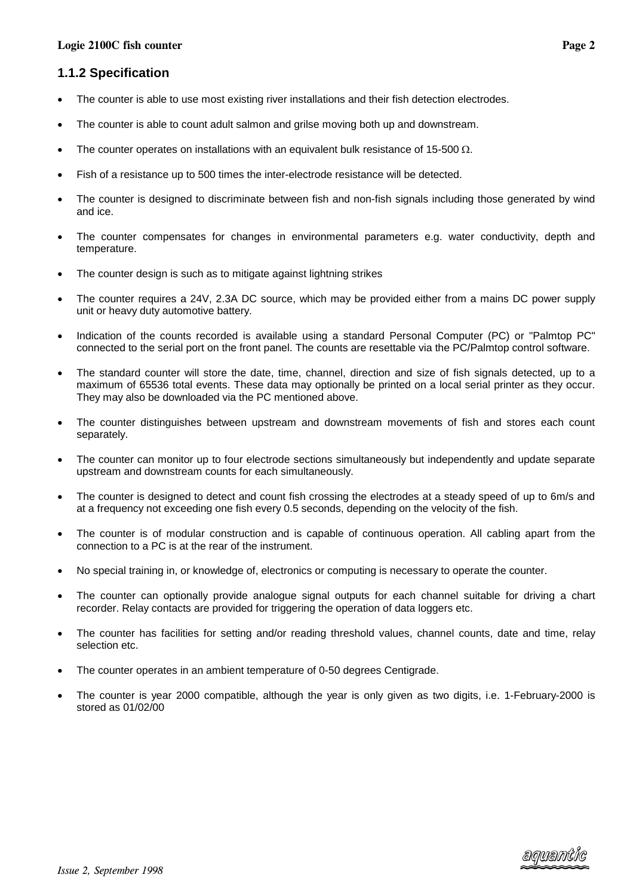### 1.1.2 Specification

- The counter is able to use most existing river installations and their fish detection electrodes.
- The counter is able to count adult salmon and grilse moving both up and downstream.
- The counter operates on installations with an equivalent bulk resistance of 15-500 $\Omega$.
- Fish of a resistance up to 500 times the inter-electrode resistance will be detected.
- The counter is designed to discriminate between fish and non-fish signals including those generated by wind and ice.
- The counter compensates for changes in environmental parameters e.g. water conductivity, depth and temperature.
- The counter design is such as to mitigate against lightning strikes
- The counter requires a 24V, 2.3A DC source, which may be provided either from a mains DC power supply unit or heavy duty automotive battery.
- Indication of the counts recorded is available using a standard Personal Computer (PC) or "Palmtop PC" connected to the serial port on the front panel. The counts are resettable via the PC/Palmtop control software.
- The standard counter will store the date, time, channel, direction and size of fish signals detected, up to a maximum of 65536 total events. These data may optionally be printed on a local serial printer as they occur. They may also be downloaded via the PC mentioned above.
- The counter distinguishes between upstream and downstream movements of fish and stores each count separately.
- The counter can monitor up to four electrode sections simultaneously but independently and update separate upstream and downstream counts for each simultaneously.
- The counter is designed to detect and count fish crossing the electrodes at a steady speed of up to 6m/s and at a frequency not exceeding one fish every 0.5 seconds, depending on the velocity of the fish.
- The counter is of modular construction and is capable of continuous operation. All cabling apart from the connection to a PC is at the rear of the instrument.
- No special training in, or knowledge of, electronics or computing is necessary to operate the counter.
- The counter can optionally provide analogue signal outputs for each channel suitable for driving a chart recorder. Relay contacts are provided for triggering the operation of data loggers etc.
- The counter has facilities for setting and/or reading threshold values, channel counts, date and time, relay selection etc.
- The counter operates in an ambient temperature of 0-50 degrees Centigrade.
- The counter is year 2000 compatible, although the year is only given as two digits, i.e. 1-February-2000 is stored as 01/02/00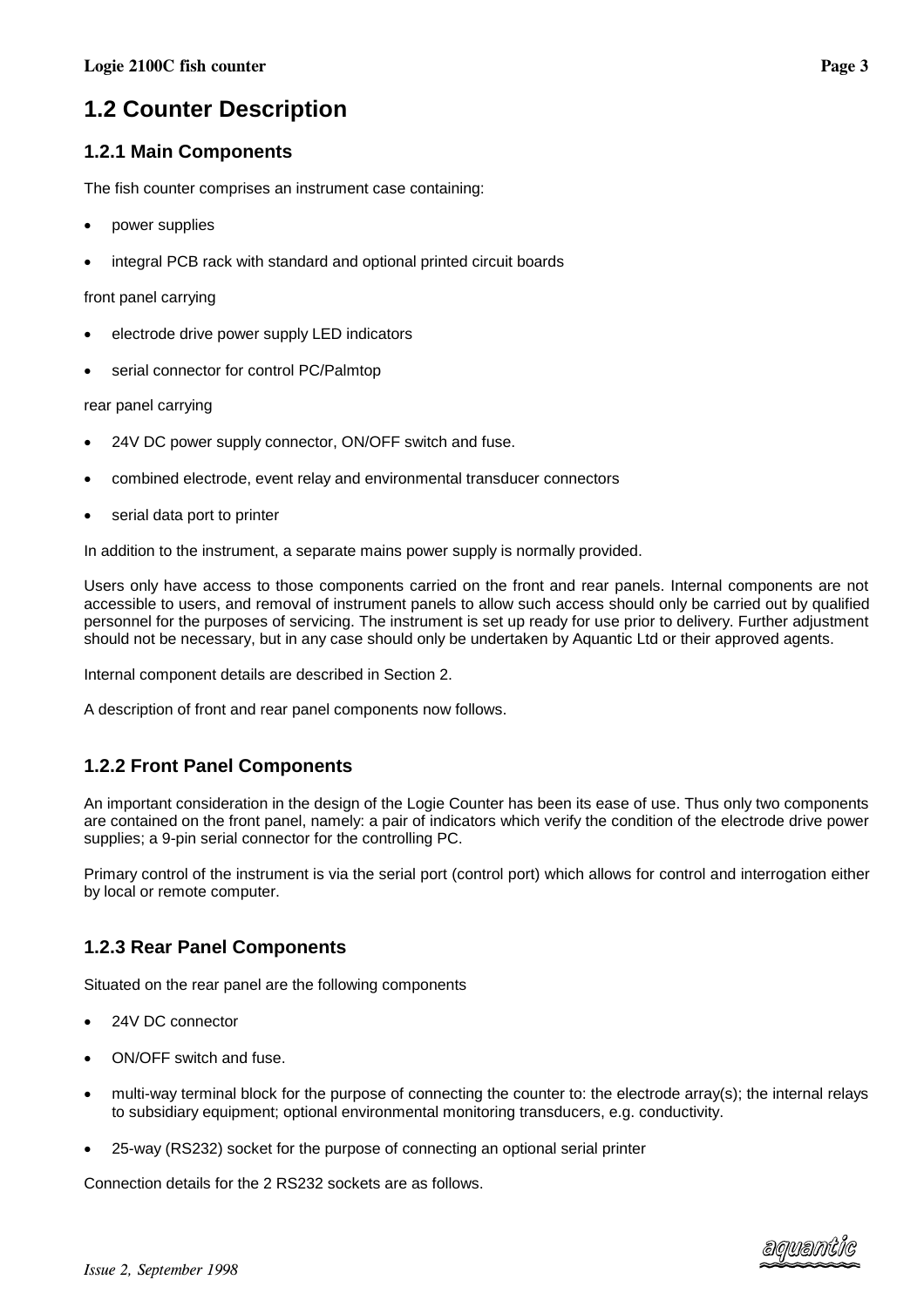## 1.2 Counter Description

### 1.2.1 Main Components

The fish counter comprises an instrument case containing:

- power supplies
- integral PCB rack with standard and optional printed circuit boards

front panel carrying

- electrode drive power supply LED indicators
- serial connector for control PC/Palmtop

rear panel carrying

- 24V DC power supply connector, ON/OFF switch and fuse.
- combined electrode, event relay and environmental transducer connectors
- serial data port to printer

In addition to the instrument, a separate mains power supply is normally provided.

Users only have access to those components carried on the front and rear panels. Internal components are not accessible to users, and removal of instrument panels to allow such access should only be carried out by qualified personnel for the purposes of servicing. The instrument is set up ready for use prior to delivery. Further adjustment should not be necessary, but in any case should only be undertaken by Aquantic Ltd or their approved agents.

Internal component details are described in Section 2.

A description of front and rear panel components now follows.

### 1.2.2 Front Panel Components

An important consideration in the design of the Logie Counter has been its ease of use. Thus only two components are contained on the front panel, namely: a pair of indicators which verify the condition of the electrode drive power supplies; a 9-pin serial connector for the controlling PC.

Primary control of the instrument is via the serial port (control port) which allows for control and interrogation either by local or remote computer.

### 1.2.3 Rear Panel Components

Situated on the rear panel are the following components

- 24V DC connector
- ON/OFF switch and fuse.
- multi-way terminal block for the purpose of connecting the counter to: the electrode array(s); the internal relays to subsidiary equipment; optional environmental monitoring transducers, e.g. conductivity.
- 25-way (RS232) socket for the purpose of connecting an optional serial printer

Connection details for the 2 RS232 sockets are as follows.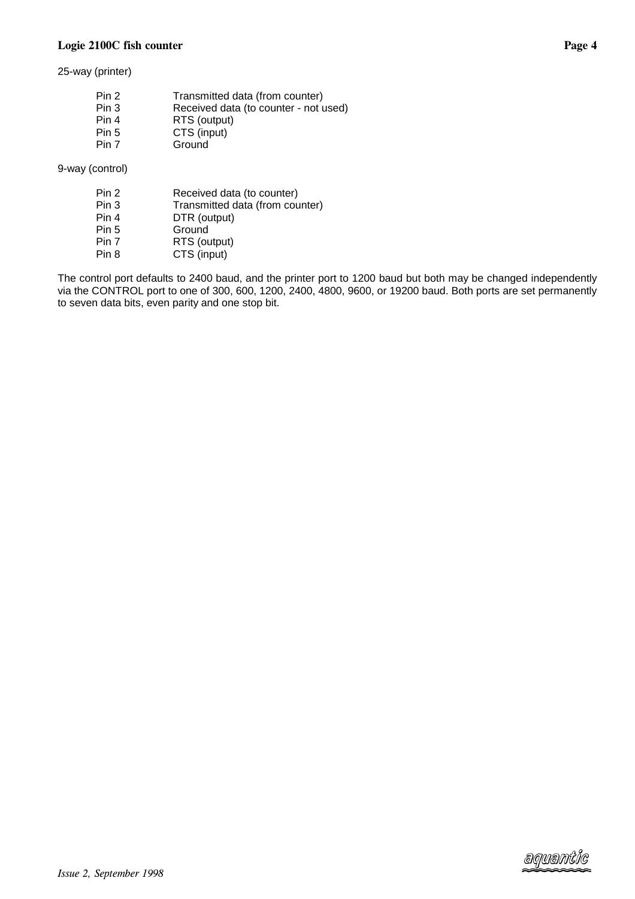25-way (printer)

| | |
|---|---|
| Pin 2 | Transmitted data (from counter) |
| Pin 3 | Received data (to counter - not used) |
| Pin 4 | RTS (output) |
| Pin 5 | CTS (input) |
| Pin 7 | Ground |

9-way (control)

| | |
|---|---|
| Pin 2 | Received data (to counter) |
| Pin 3 | Transmitted data (from counter) |
| Pin 4 | DTR (output) |
| Pin 5 | Ground |
| Pin 7 | RTS (output) |
| Pin 8 | CTS (input) |

The control port defaults to 2400 baud, and the printer port to 1200 baud but both may be changed independently via the CONTROL port to one of 300, 600, 1200, 2400, 4800, 9600, or 19200 baud. Both ports are set permanently to seven data bits, even parity and one stop bit.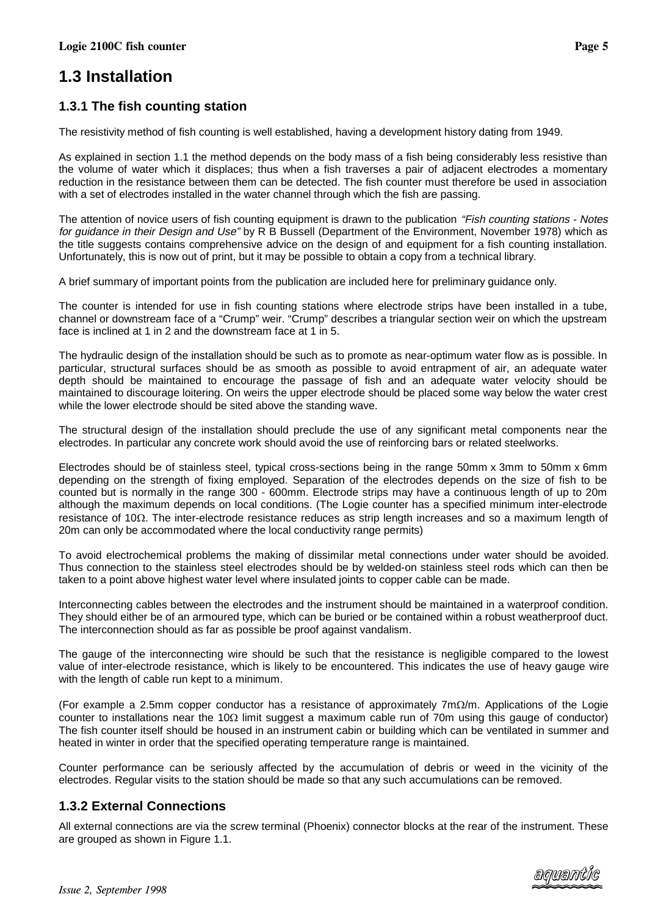# 1.3 Installation

## 1.3.1 The fish counting station

The resistivity method of fish counting is well established, having a development history dating from 1949.

As explained in section 1.1 the method depends on the body mass of a fish being considerably less resistive than the volume of water which it displaces; thus when a fish traverses a pair of adjacent electrodes a momentary reduction in the resistance between them can be detected. The fish counter must therefore be used in association with a set of electrodes installed in the water channel through which the fish are passing.

The attention of novice users of fish counting equipment is drawn to the publication *"Fish counting stations - Notes for guidance in their Design and Use"* by R B Bussell (Department of the Environment, November 1978) which as the title suggests contains comprehensive advice on the design of and equipment for a fish counting installation. Unfortunately, this is now out of print, but it may be possible to obtain a copy from a technical library.

A brief summary of important points from the publication are included here for preliminary guidance only.

The counter is intended for use in fish counting stations where electrode strips have been installed in a tube, channel or downstream face of a "Crump" weir. "Crump" describes a triangular section weir on which the upstream face is inclined at 1 in 2 and the downstream face at 1 in 5.

The hydraulic design of the installation should be such as to promote as near-optimum water flow as is possible. In particular, structural surfaces should be as smooth as possible to avoid entrapment of air, an adequate water depth should be maintained to encourage the passage of fish and an adequate water velocity should be maintained to discourage loitering. On weirs the upper electrode should be placed some way below the water crest while the lower electrode should be sited above the standing wave.

The structural design of the installation should preclude the use of any significant metal components near the electrodes. In particular any concrete work should avoid the use of reinforcing bars or related steelworks.

Electrodes should be of stainless steel, typical cross-sections being in the range 50mm x 3mm to 50mm x 6mm depending on the strength of fixing employed. Separation of the electrodes depends on the size of fish to be counted but is normally in the range 300 - 600mm. Electrode strips may have a continuous length of up to 20m although the maximum depends on local conditions. (The Logie counter has a specified minimum inter-electrode resistance of 10Ω. The inter-electrode resistance reduces as strip length increases and so a maximum length of 20m can only be accommodated where the local conductivity range permits)

To avoid electrochemical problems the making of dissimilar metal connections under water should be avoided. Thus connection to the stainless steel electrodes should be by welded-on stainless steel rods which can then be taken to a point above highest water level where insulated joints to copper cable can be made.

Interconnecting cables between the electrodes and the instrument should be maintained in a waterproof condition. They should either be of an armoured type, which can be buried or be contained within a robust weatherproof duct. The interconnection should as far as possible be proof against vandalism.

The gauge of the interconnecting wire should be such that the resistance is negligible compared to the lowest value of inter-electrode resistance, which is likely to be encountered. This indicates the use of heavy gauge wire with the length of cable run kept to a minimum.

(For example a 2.5mm copper conductor has a resistance of approximately 7mΩ/m. Applications of the Logie counter to installations near the 10Ω limit suggest a maximum cable run of 70m using this gauge of conductor) The fish counter itself should be housed in an instrument cabin or building which can be ventilated in summer and heated in winter in order that the specified operating temperature range is maintained.

Counter performance can be seriously affected by the accumulation of debris or weed in the vicinity of the electrodes. Regular visits to the station should be made so that any such accumulations can be removed.

## 1.3.2 External Connections

All external connections are via the screw terminal (Phoenix) connector blocks at the rear of the instrument. These are grouped as shown in Figure 1.1.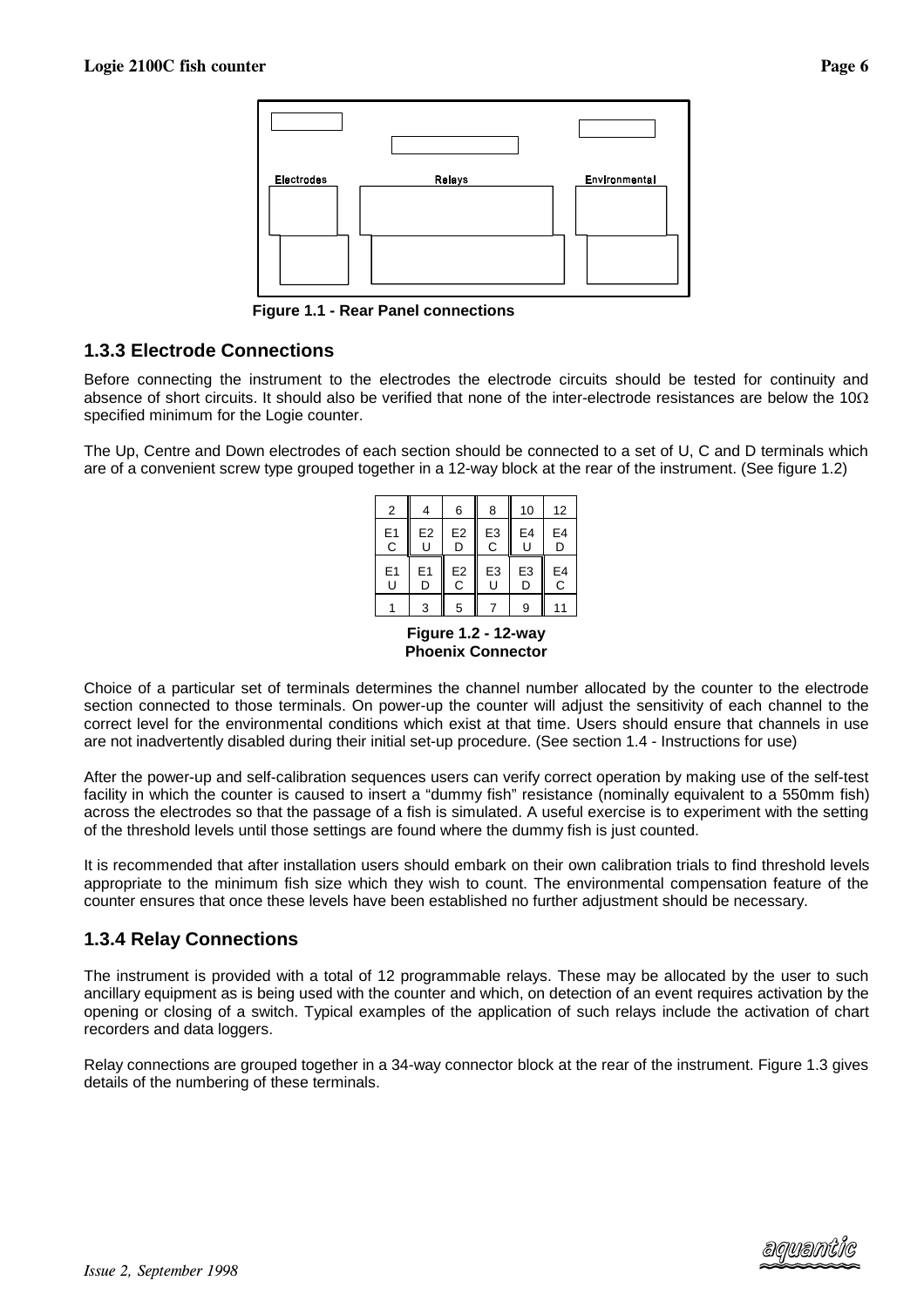Electrodes Relays Environmental

**Figure 1.1 - Rear Panel connections**

## 1.3.3 Electrode Connections

Before connecting the instrument to the electrodes the electrode circuits should be tested for continuity and absence of short circuits. It should also be verified that none of the inter-electrode resistances are below the 10Ω specified minimum for the Logie counter.

The Up, Centre and Down electrodes of each section should be connected to a set of U, C and D terminals which are of a convenient screw type grouped together in a 12-way block at the rear of the instrument. (See figure 1.2)

| 2 | 4 | 6 | 8 | 10 | 12 |
|---|---|---|---|---|---|
| E1 C | E2 U | E2 D | E3 C | E4 U | E4 D |
| E1 U | E1 D | E2 C | E3 U | E3 D | E4 C |
| 1 | 3 | 5 | 7 | 9 | 11 |

**Figure 1.2 - 12-way Phoenix Connector**

Choice of a particular set of terminals determines the channel number allocated by the counter to the electrode section connected to those terminals. On power-up the counter will adjust the sensitivity of each channel to the correct level for the environmental conditions which exist at that time. Users should ensure that channels in use are not inadvertently disabled during their initial set-up procedure. (See section 1.4 - Instructions for use)

After the power-up and self-calibration sequences users can verify correct operation by making use of the self-test facility in which the counter is caused to insert a "dummy fish" resistance (nominally equivalent to a 550mm fish) across the electrodes so that the passage of a fish is simulated. A useful exercise is to experiment with the setting of the threshold levels until those settings are found where the dummy fish is just counted.

It is recommended that after installation users should embark on their own calibration trials to find threshold levels appropriate to the minimum fish size which they wish to count. The environmental compensation feature of the counter ensures that once these levels have been established no further adjustment should be necessary.

## 1.3.4 Relay Connections

The instrument is provided with a total of 12 programmable relays. These may be allocated by the user to such ancillary equipment as is being used with the counter and which, on detection of an event requires activation by the opening or closing of a switch. Typical examples of the application of such relays include the activation of chart recorders and data loggers.

Relay connections are grouped together in a 34-way connector block at the rear of the instrument. Figure 1.3 gives details of the numbering of these terminals.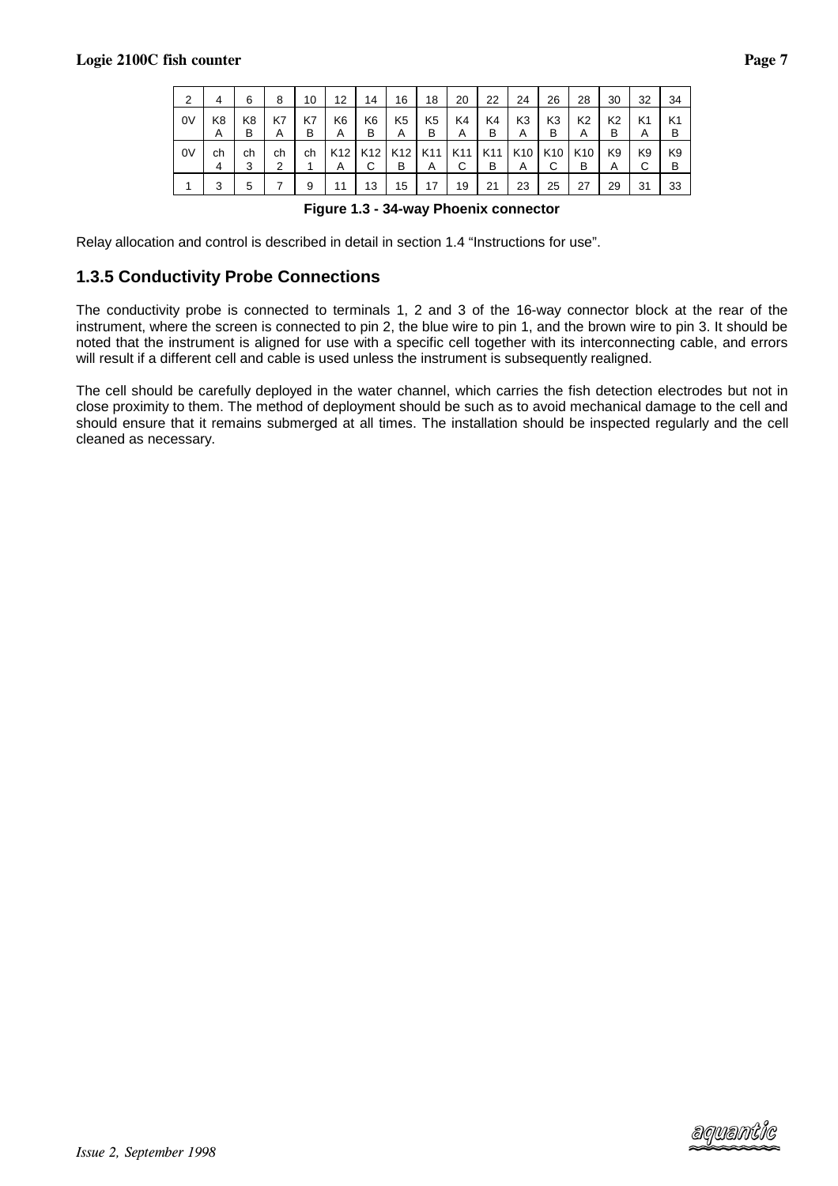| 2 | 4 | 6 | 8 | 10 | 12 | 14 | 16 | 18 | 20 | 22 | 24 | 26 | 28 | 30 | 32 | 34 |
|---|---|---|---|---|---|---|---|---|---|---|---|---|---|---|---|---|
| 0V | K8 A | K8 B | K7 A | K7 B | K6 A | K6 B | K5 A | K5 B | K4 A | K4 B | K3 A | K3 B | K2 A | K2 B | K1 A | K1 B |
| 0V | ch 4 | ch 3 | ch 2 | ch 1 | K12 A | K12 C | K12 B | K11 A | K11 C | K11 B | K10 A | K10 C | K10 B | K9 A | K9 C | K9 B |
| 1 | 3 | 5 | 7 | 9 | 11 | 13 | 15 | 17 | 19 | 21 | 23 | 25 | 27 | 29 | 31 | 33 |

**Figure 1.3 - 34-way Phoenix connector**

Relay allocation and control is described in detail in section 1.4 “Instructions for use”.

### 1.3.5 Conductivity Probe Connections

The conductivity probe is connected to terminals 1, 2 and 3 of the 16-way connector block at the rear of the instrument, where the screen is connected to pin 2, the blue wire to pin 1, and the brown wire to pin 3. It should be noted that the instrument is aligned for use with a specific cell together with its interconnecting cable, and errors will result if a different cell and cable is used unless the instrument is subsequently realigned.

The cell should be carefully deployed in the water channel, which carries the fish detection electrodes but not in close proximity to them. The method of deployment should be such as to avoid mechanical damage to the cell and should ensure that it remains submerged at all times. The installation should be inspected regularly and the cell cleaned as necessary.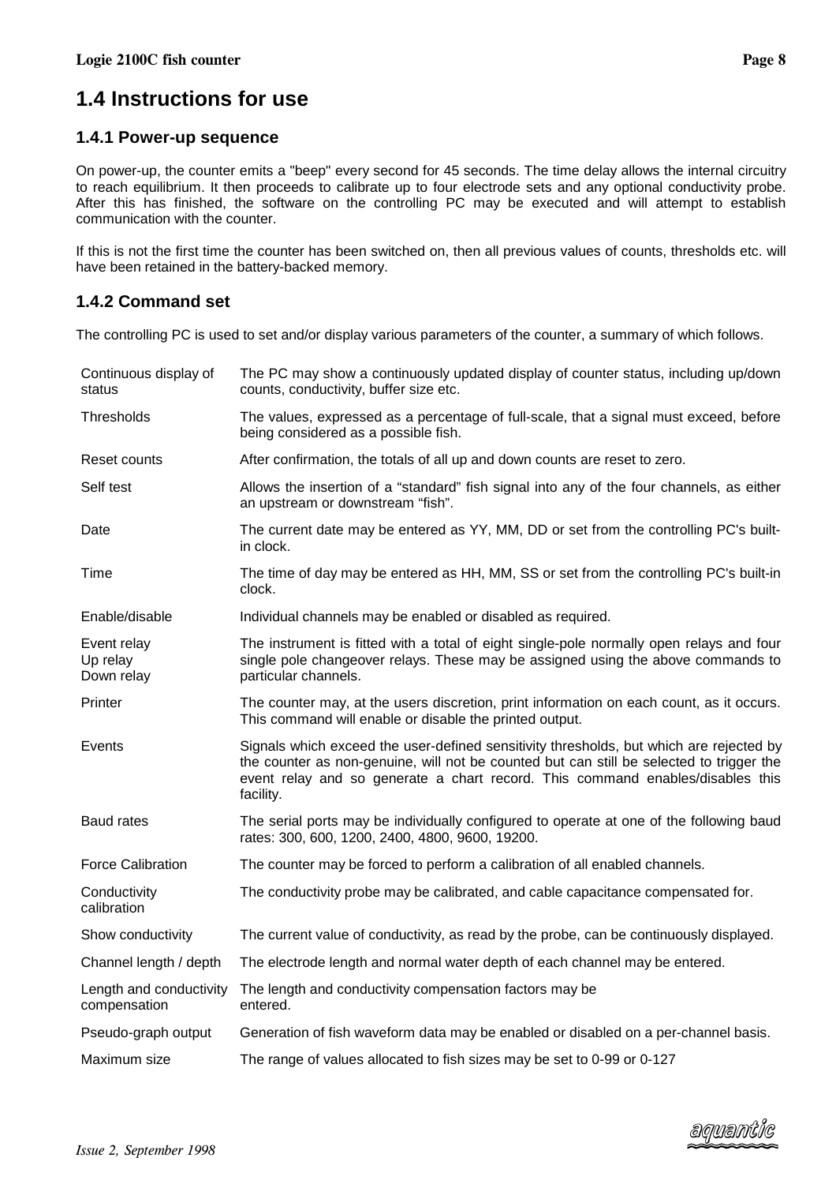# 1.4 Instructions for use

## 1.4.1 Power-up sequence

On power-up, the counter emits a "beep" every second for 45 seconds. The time delay allows the internal circuitry to reach equilibrium. It then proceeds to calibrate up to four electrode sets and any optional conductivity probe. After this has finished, the software on the controlling PC may be executed and will attempt to establish communication with the counter.

If this is not the first time the counter has been switched on, then all previous values of counts, thresholds etc. will have been retained in the battery-backed memory.

## 1.4.2 Command set

The controlling PC is used to set and/or display various parameters of the counter, a summary of which follows.

| Command | Description |
|---|---|
| Continuous display of status | The PC may show a continuously updated display of counter status, including up/down counts, conductivity, buffer size etc. |
| Thresholds | The values, expressed as a percentage of full-scale, that a signal must exceed, before being considered as a possible fish. |
| Reset counts | After confirmation, the totals of all up and down counts are reset to zero. |
| Self test | Allows the insertion of a "standard" fish signal into any of the four channels, as either an upstream or downstream "fish". |
| Date | The current date may be entered as YY, MM, DD or set from the controlling PC's built-in clock. |
| Time | The time of day may be entered as HH, MM, SS or set from the controlling PC's built-in clock. |
| Enable/disable | Individual channels may be enabled or disabled as required. |
| Event relay<br>Up relay<br>Down relay | The instrument is fitted with a total of eight single-pole normally open relays and four single pole changeover relays. These may be assigned using the above commands to particular channels. |
| Printer | The counter may, at the users discretion, print information on each count, as it occurs. This command will enable or disable the printed output. |
| Events | Signals which exceed the user-defined sensitivity thresholds, but which are rejected by the counter as non-genuine, will not be counted but can still be selected to trigger the event relay and so generate a chart record. This command enables/disables this facility. |
| Baud rates | The serial ports may be individually configured to operate at one of the following baud rates: 300, 600, 1200, 2400, 4800, 9600, 19200. |
| Force Calibration | The counter may be forced to perform a calibration of all enabled channels. |
| Conductivity calibration | The conductivity probe may be calibrated, and cable capacitance compensated for. |
| Show conductivity | The current value of conductivity, as read by the probe, can be continuously displayed. |
| Channel length / depth | The electrode length and normal water depth of each channel may be entered. |
| Length and conductivity compensation | The length and conductivity compensation factors may be entered. |
| Pseudo-graph output | Generation of fish waveform data may be enabled or disabled on a per-channel basis. |
| Maximum size | The range of values allocated to fish sizes may be set to 0-99 or 0-127 |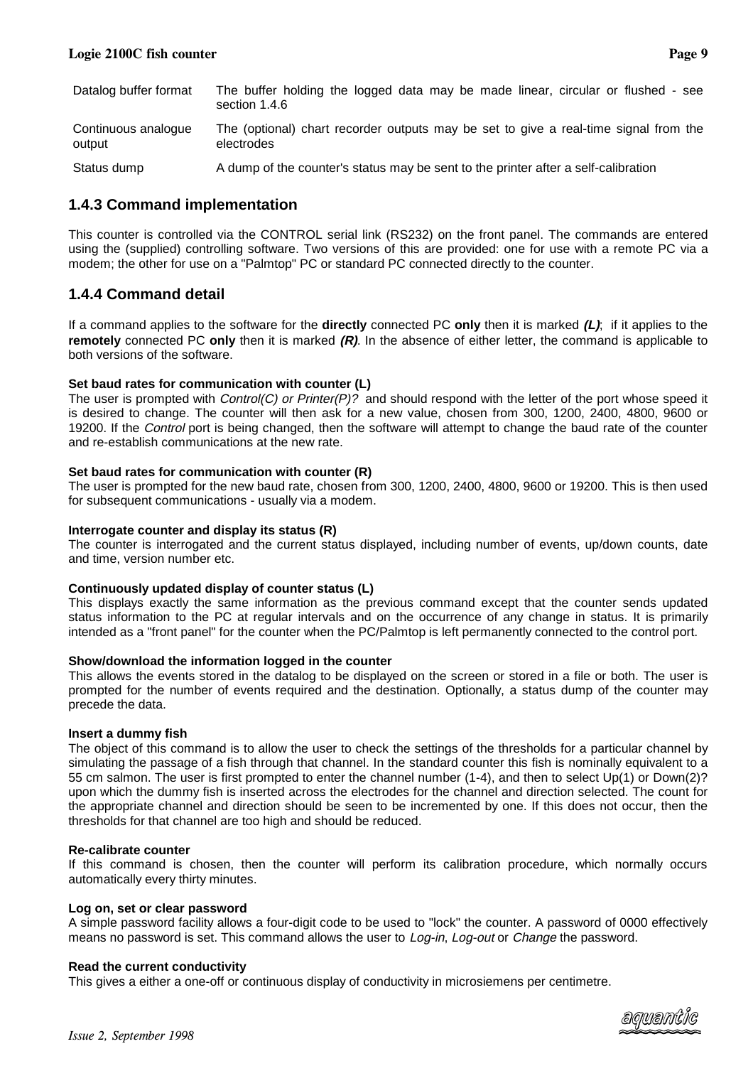| | |
|---|---|
| Datalog buffer format | The buffer holding the logged data may be made linear, circular or flushed - see section 1.4.6 |
| Continuous analogue output | The (optional) chart recorder outputs may be set to give a real-time signal from the electrodes |
| Status dump | A dump of the counter's status may be sent to the printer after a self-calibration |

## 1.4.3 Command implementation

This counter is controlled via the CONTROL serial link (RS232) on the front panel. The commands are entered using the (supplied) controlling software. Two versions of this are provided: one for use with a remote PC via a modem; the other for use on a "Palmtop" PC or standard PC connected directly to the counter.

## 1.4.4 Command detail

If a command applies to the software for the **directly** connected PC **only** then it is marked ***(L)***; if it applies to the **remotely** connected PC **only** then it is marked ***(R)***. In the absence of either letter, the command is applicable to both versions of the software.

**Set baud rates for communication with counter (L)**
The user is prompted with *Control(C) or Printer(P)?* and should respond with the letter of the port whose speed it is desired to change. The counter will then ask for a new value, chosen from 300, 1200, 2400, 4800, 9600 or 19200. If the *Control* port is being changed, then the software will attempt to change the baud rate of the counter and re-establish communications at the new rate.

**Set baud rates for communication with counter (R)**
The user is prompted for the new baud rate, chosen from 300, 1200, 2400, 4800, 9600 or 19200. This is then used for subsequent communications - usually via a modem.

**Interrogate counter and display its status (R)**
The counter is interrogated and the current status displayed, including number of events, up/down counts, date and time, version number etc.

**Continuously updated display of counter status (L)**
This displays exactly the same information as the previous command except that the counter sends updated status information to the PC at regular intervals and on the occurrence of any change in status. It is primarily intended as a "front panel" for the counter when the PC/Palmtop is left permanently connected to the control port.

**Show/download the information logged in the counter**
This allows the events stored in the datalog to be displayed on the screen or stored in a file or both. The user is prompted for the number of events required and the destination. Optionally, a status dump of the counter may precede the data.

**Insert a dummy fish**
The object of this command is to allow the user to check the settings of the thresholds for a particular channel by simulating the passage of a fish through that channel. In the standard counter this fish is nominally equivalent to a 55 cm salmon. The user is first prompted to enter the channel number (1-4), and then to select Up(1) or Down(2)? upon which the dummy fish is inserted across the electrodes for the channel and direction selected. The count for the appropriate channel and direction should be seen to be incremented by one. If this does not occur, then the thresholds for that channel are too high and should be reduced.

**Re-calibrate counter**
If this command is chosen, then the counter will perform its calibration procedure, which normally occurs automatically every thirty minutes.

**Log on, set or clear password**
A simple password facility allows a four-digit code to be used to "lock" the counter. A password of 0000 effectively means no password is set. This command allows the user to *Log-in*, *Log-out* or *Change* the password.

**Read the current conductivity**
This gives a either a one-off or continuous display of conductivity in microsiemens per centimetre.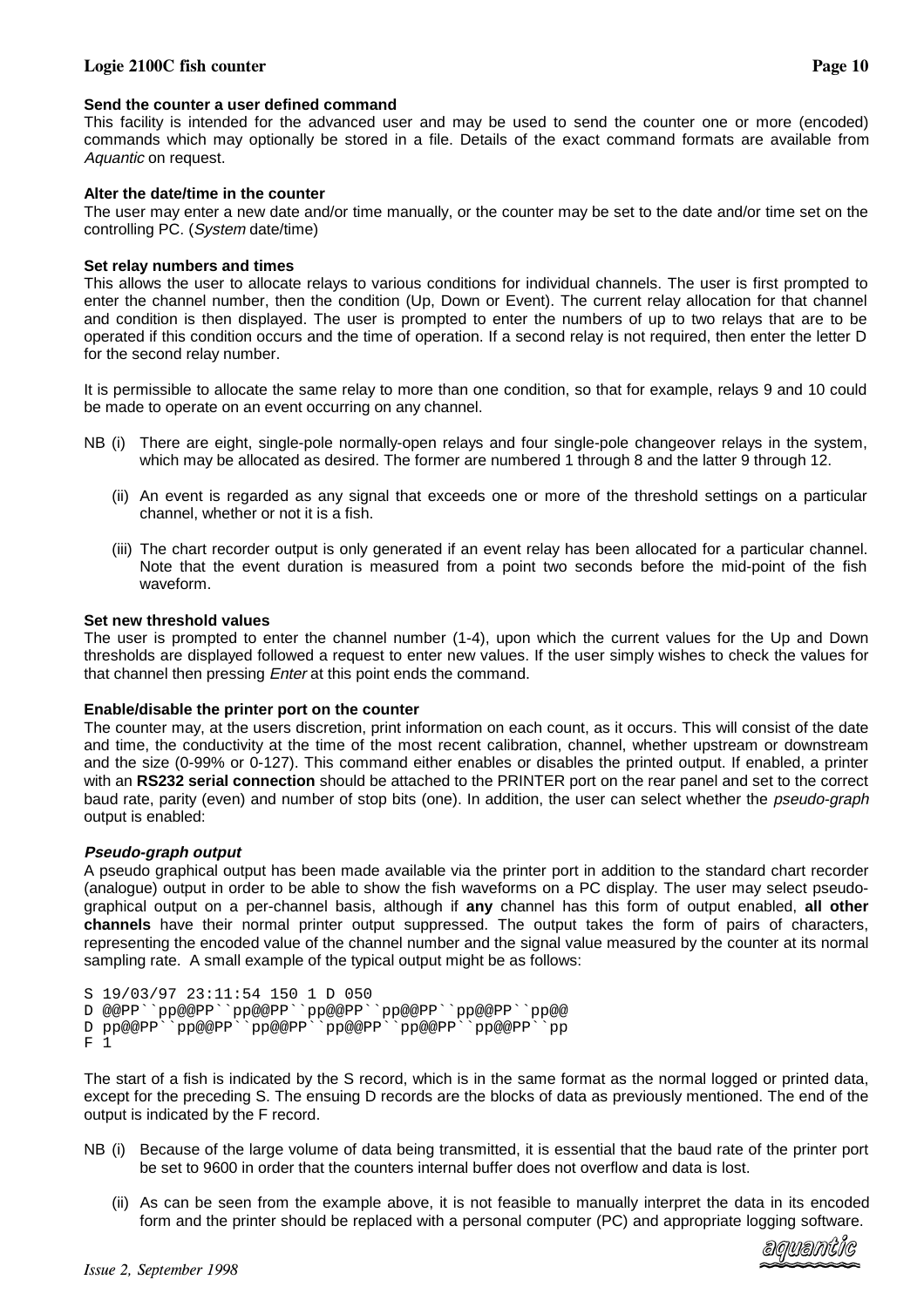#### Send the counter a user defined command

This facility is intended for the advanced user and may be used to send the counter one or more (encoded) commands which may optionally be stored in a file. Details of the exact command formats are available from *Aquantic* on request.

#### Alter the date/time in the counter

The user may enter a new date and/or time manually, or the counter may be set to the date and/or time set on the controlling PC. (*System* date/time)

#### Set relay numbers and times

This allows the user to allocate relays to various conditions for individual channels. The user is first prompted to enter the channel number, then the condition (Up, Down or Event). The current relay allocation for that channel and condition is then displayed. The user is prompted to enter the numbers of up to two relays that are to be operated if this condition occurs and the time of operation. If a second relay is not required, then enter the letter D for the second relay number.

It is permissible to allocate the same relay to more than one condition, so that for example, relays 9 and 10 could be made to operate on an event occurring on any channel.

NB (i) There are eight, single-pole normally-open relays and four single-pole changeover relays in the system, which may be allocated as desired. The former are numbered 1 through 8 and the latter 9 through 12.

(ii) An event is regarded as any signal that exceeds one or more of the threshold settings on a particular channel, whether or not it is a fish.

(iii) The chart recorder output is only generated if an event relay has been allocated for a particular channel. Note that the event duration is measured from a point two seconds before the mid-point of the fish waveform.

#### Set new threshold values

The user is prompted to enter the channel number (1-4), upon which the current values for the Up and Down thresholds are displayed followed a request to enter new values. If the user simply wishes to check the values for that channel then pressing *Enter* at this point ends the command.

#### Enable/disable the printer port on the counter

The counter may, at the users discretion, print information on each count, as it occurs. This will consist of the date and time, the conductivity at the time of the most recent calibration, channel, whether upstream or downstream and the size (0-99% or 0-127). This command either enables or disables the printed output. If enabled, a printer with an **RS232 serial connection** should be attached to the PRINTER port on the rear panel and set to the correct baud rate, parity (even) and number of stop bits (one). In addition, the user can select whether the *pseudo-graph* output is enabled:

##### *Pseudo-graph output*

A pseudo graphical output has been made available via the printer port in addition to the standard chart recorder (analogue) output in order to be able to show the fish waveforms on a PC display. The user may select pseudo-graphical output on a per-channel basis, although if **any** channel has this form of output enabled, **all other channels** have their normal printer output suppressed. The output takes the form of pairs of characters, representing the encoded value of the channel number and the signal value measured by the counter at its normal sampling rate. A small example of the typical output might be as follows:

```
S 19/03/97 23:11:54 150 1 D 050
D @@PP``pp@@PP``pp@@PP``pp@@PP``pp@@PP``pp@@PP``pp@@
D pp@@PP``pp@@PP``pp@@PP``pp@@PP``pp@@PP``pp@@PP``pp
F 1
```

The start of a fish is indicated by the S record, which is in the same format as the normal logged or printed data, except for the preceding S. The ensuing D records are the blocks of data as previously mentioned. The end of the output is indicated by the F record.

NB (i) Because of the large volume of data being transmitted, it is essential that the baud rate of the printer port be set to 9600 in order that the counters internal buffer does not overflow and data is lost.

(ii) As can be seen from the example above, it is not feasible to manually interpret the data in its encoded form and the printer should be replaced with a personal computer (PC) and appropriate logging software.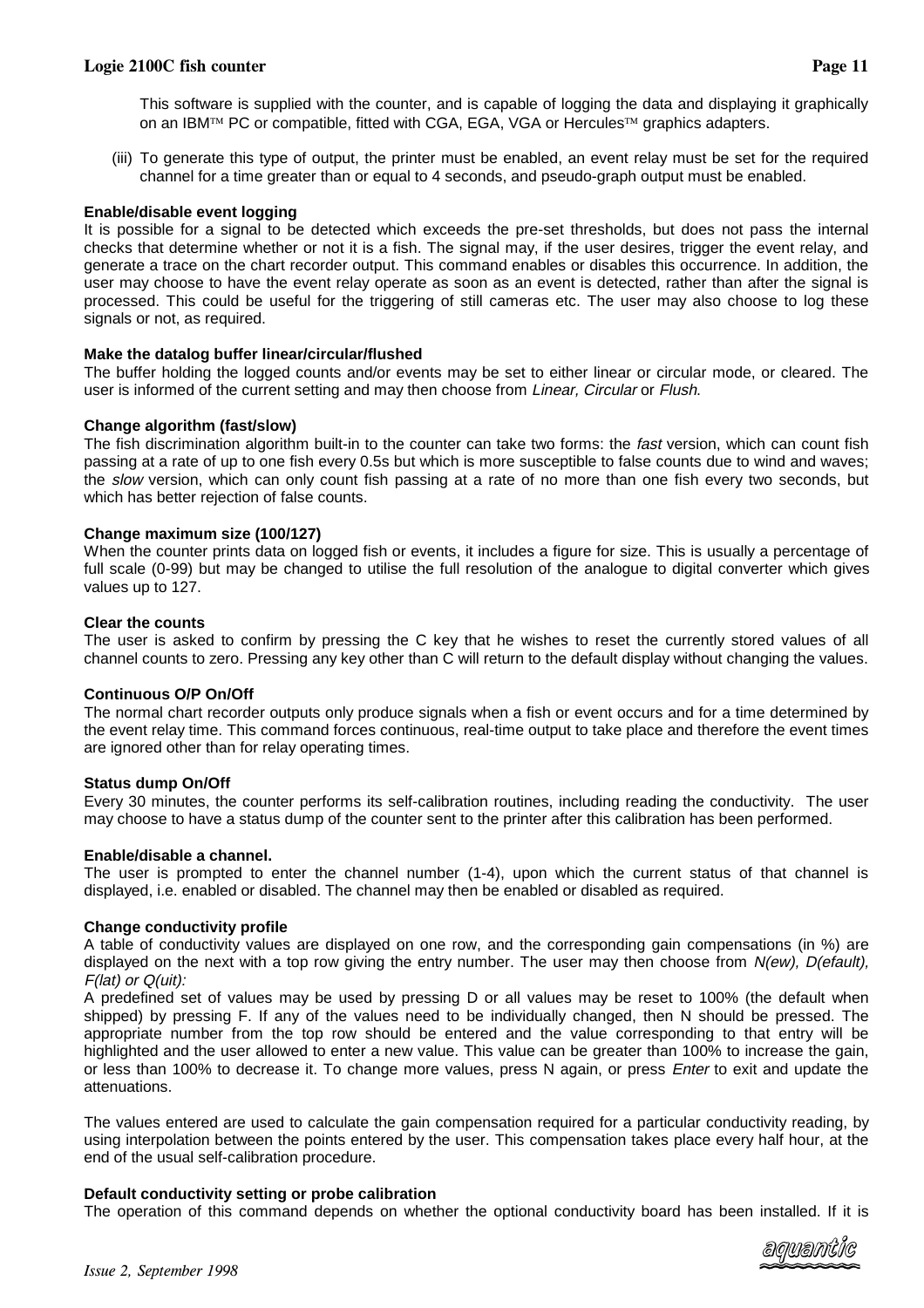This software is supplied with the counter, and is capable of logging the data and displaying it graphically on an IBM™ PC or compatible, fitted with CGA, EGA, VGA or Hercules™ graphics adapters.

(iii) To generate this type of output, the printer must be enabled, an event relay must be set for the required channel for a time greater than or equal to 4 seconds, and pseudo-graph output must be enabled.

**Enable/disable event logging**

It is possible for a signal to be detected which exceeds the pre-set thresholds, but does not pass the internal checks that determine whether or not it is a fish. The signal may, if the user desires, trigger the event relay, and generate a trace on the chart recorder output. This command enables or disables this occurrence. In addition, the user may choose to have the event relay operate as soon as an event is detected, rather than after the signal is processed. This could be useful for the triggering of still cameras etc. The user may also choose to log these signals or not, as required.

**Make the datalog buffer linear/circular/flushed**

The buffer holding the logged counts and/or events may be set to either linear or circular mode, or cleared. The user is informed of the current setting and may then choose from *Linear, Circular* or *Flush*.

**Change algorithm (fast/slow)**

The fish discrimination algorithm built-in to the counter can take two forms: the *fast* version, which can count fish passing at a rate of up to one fish every 0.5s but which is more susceptible to false counts due to wind and waves; the *slow* version, which can only count fish passing at a rate of no more than one fish every two seconds, but which has better rejection of false counts.

**Change maximum size (100/127)**

When the counter prints data on logged fish or events, it includes a figure for size. This is usually a percentage of full scale (0-99) but may be changed to utilise the full resolution of the analogue to digital converter which gives values up to 127.

**Clear the counts**

The user is asked to confirm by pressing the C key that he wishes to reset the currently stored values of all channel counts to zero. Pressing any key other than C will return to the default display without changing the values.

**Continuous O/P On/Off**

The normal chart recorder outputs only produce signals when a fish or event occurs and for a time determined by the event relay time. This command forces continuous, real-time output to take place and therefore the event times are ignored other than for relay operating times.

**Status dump On/Off**

Every 30 minutes, the counter performs its self-calibration routines, including reading the conductivity. The user may choose to have a status dump of the counter sent to the printer after this calibration has been performed.

**Enable/disable a channel.**

The user is prompted to enter the channel number (1-4), upon which the current status of that channel is displayed, i.e. enabled or disabled. The channel may then be enabled or disabled as required.

**Change conductivity profile**

A table of conductivity values are displayed on one row, and the corresponding gain compensations (in %) are displayed on the next with a top row giving the entry number. The user may then choose from *N(ew), D(efault), F(lat) or Q(uit):*

A predefined set of values may be used by pressing D or all values may be reset to 100% (the default when shipped) by pressing F. If any of the values need to be individually changed, then N should be pressed. The appropriate number from the top row should be entered and the value corresponding to that entry will be highlighted and the user allowed to enter a new value. This value can be greater than 100% to increase the gain, or less than 100% to decrease it. To change more values, press N again, or press *Enter* to exit and update the attenuations.

The values entered are used to calculate the gain compensation required for a particular conductivity reading, by using interpolation between the points entered by the user. This compensation takes place every half hour, at the end of the usual self-calibration procedure.

**Default conductivity setting or probe calibration**

The operation of this command depends on whether the optional conductivity board has been installed. If it is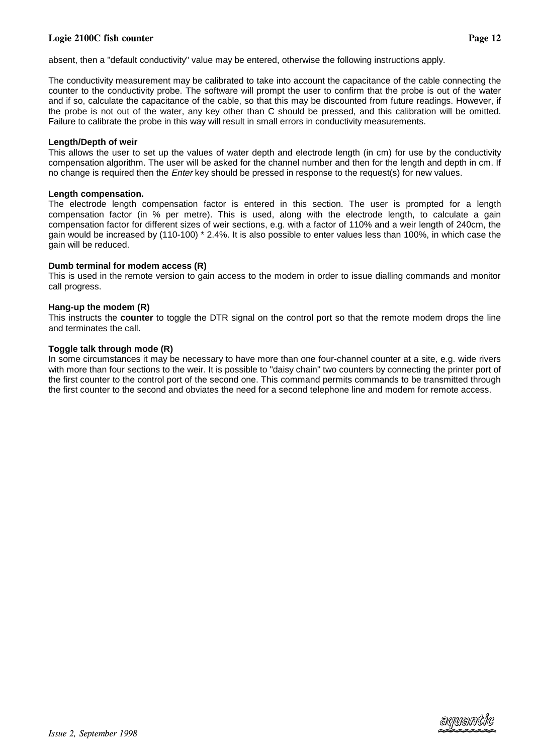absent, then a "default conductivity" value may be entered, otherwise the following instructions apply.

The conductivity measurement may be calibrated to take into account the capacitance of the cable connecting the counter to the conductivity probe. The software will prompt the user to confirm that the probe is out of the water and if so, calculate the capacitance of the cable, so that this may be discounted from future readings. However, if the probe is not out of the water, any key other than C should be pressed, and this calibration will be omitted. Failure to calibrate the probe in this way will result in small errors in conductivity measurements.

**Length/Depth of weir**

This allows the user to set up the values of water depth and electrode length (in cm) for use by the conductivity compensation algorithm. The user will be asked for the channel number and then for the length and depth in cm. If no change is required then the *Enter* key should be pressed in response to the request(s) for new values.

**Length compensation.**

The electrode length compensation factor is entered in this section. The user is prompted for a length compensation factor (in % per metre). This is used, along with the electrode length, to calculate a gain compensation factor for different sizes of weir sections, e.g. with a factor of 110% and a weir length of 240cm, the gain would be increased by (110-100) * 2.4%. It is also possible to enter values less than 100%, in which case the gain will be reduced.

**Dumb terminal for modem access (R)**

This is used in the remote version to gain access to the modem in order to issue dialling commands and monitor call progress.

**Hang-up the modem (R)**

This instructs the **counter** to toggle the DTR signal on the control port so that the remote modem drops the line and terminates the call.

**Toggle talk through mode (R)**

In some circumstances it may be necessary to have more than one four-channel counter at a site, e.g. wide rivers with more than four sections to the weir. It is possible to "daisy chain" two counters by connecting the printer port of the first counter to the control port of the second one. This command permits commands to be transmitted through the first counter to the second and obviates the need for a second telephone line and modem for remote access.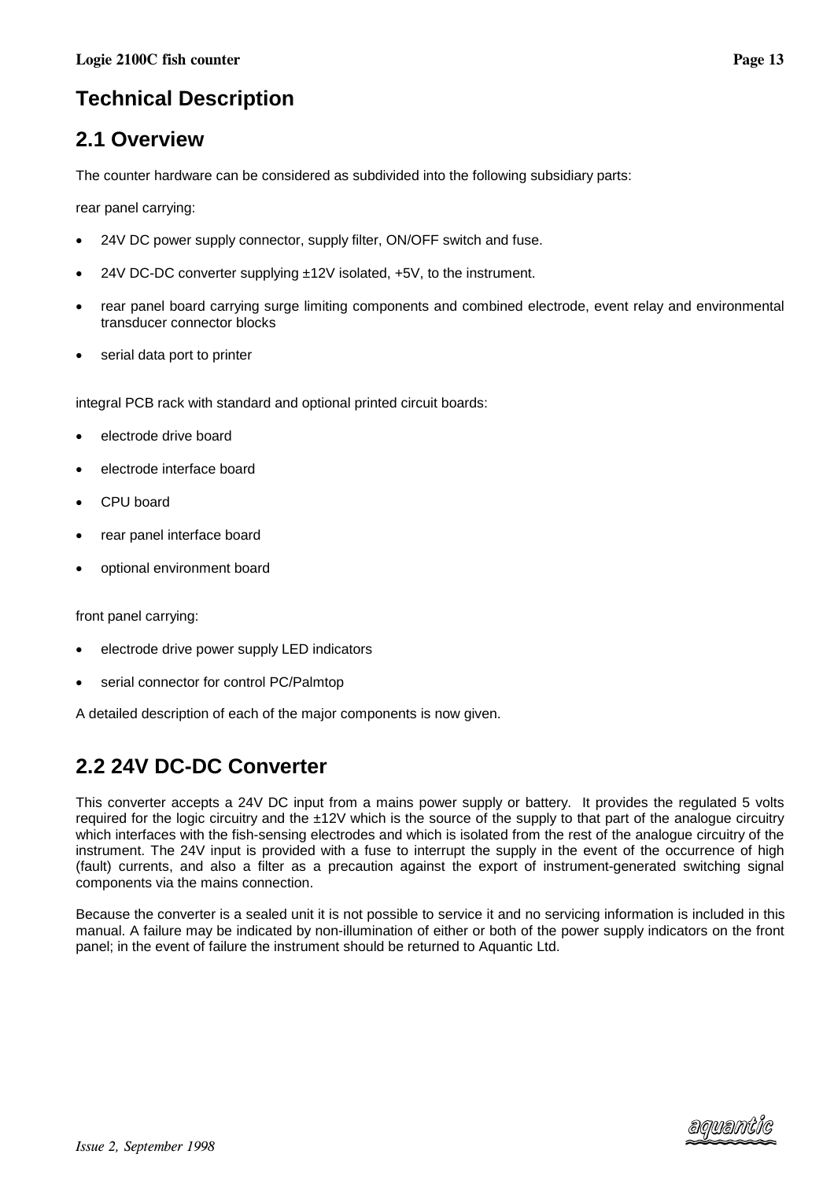# Technical Description

## 2.1 Overview

The counter hardware can be considered as subdivided into the following subsidiary parts:

rear panel carrying:

- 24V DC power supply connector, supply filter, ON/OFF switch and fuse.
- 24V DC-DC converter supplying ±12V isolated, +5V, to the instrument.
- rear panel board carrying surge limiting components and combined electrode, event relay and environmental transducer connector blocks
- serial data port to printer

integral PCB rack with standard and optional printed circuit boards:

- electrode drive board
- electrode interface board
- CPU board
- rear panel interface board
- optional environment board

front panel carrying:

- electrode drive power supply LED indicators
- serial connector for control PC/Palmtop

A detailed description of each of the major components is now given.

## 2.2 24V DC-DC Converter

This converter accepts a 24V DC input from a mains power supply or battery. It provides the regulated 5 volts required for the logic circuitry and the ±12V which is the source of the supply to that part of the analogue circuitry which interfaces with the fish-sensing electrodes and which is isolated from the rest of the analogue circuitry of the instrument. The 24V input is provided with a fuse to interrupt the supply in the event of the occurrence of high (fault) currents, and also a filter as a precaution against the export of instrument-generated switching signal components via the mains connection.

Because the converter is a sealed unit it is not possible to service it and no servicing information is included in this manual. A failure may be indicated by non-illumination of either or both of the power supply indicators on the front panel; in the event of failure the instrument should be returned to Aquantic Ltd.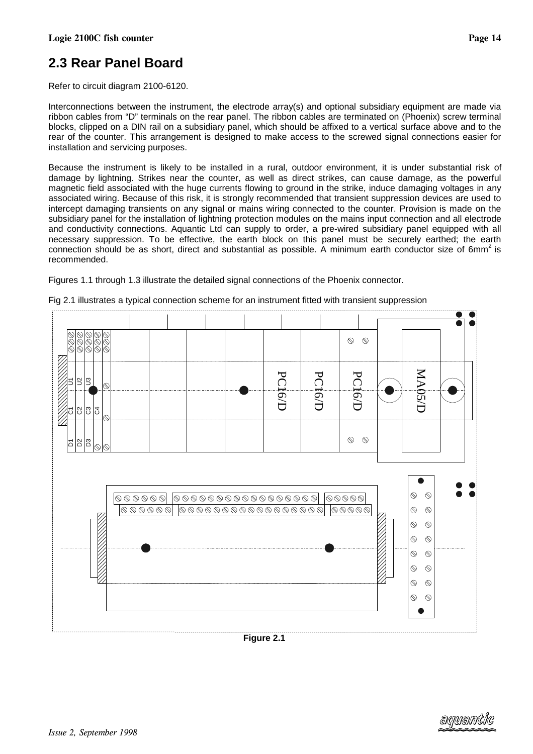## 2.3 Rear Panel Board

Refer to circuit diagram 2100-6120.

Interconnections between the instrument, the electrode array(s) and optional subsidiary equipment are made via ribbon cables from "D" terminals on the rear panel. The ribbon cables are terminated on (Phoenix) screw terminal blocks, clipped on a DIN rail on a subsidiary panel, which should be affixed to a vertical surface above and to the rear of the counter. This arrangement is designed to make access to the screwed signal connections easier for installation and servicing purposes.

Because the instrument is likely to be installed in a rural, outdoor environment, it is under substantial risk of damage by lightning. Strikes near the counter, as well as direct strikes, can cause damage, as the powerful magnetic field associated with the huge currents flowing to ground in the strike, induce damaging voltages in any associated wiring. Because of this risk, it is strongly recommended that transient suppression devices are used to intercept damaging transients on any signal or mains wiring connected to the counter. Provision is made on the subsidiary panel for the installation of lightning protection modules on the mains input connection and all electrode and conductivity connections. Aquantic Ltd can supply to order, a pre-wired subsidiary panel equipped with all necessary suppression. To be effective, the earth block on this panel must be securely earthed; the earth connection should be as short, direct and substantial as possible. A minimum earth conductor size of $6mm^2$ is recommended.

Figures 1.1 through 1.3 illustrate the detailed signal connections of the Phoenix connector.

Fig 2.1 illustrates a typical connection scheme for an instrument fitted with transient suppression

U1 U2 U3
C1 C2 C3 C4
D1 D2 D3
PC16/D PC16/D PC16/D MA05/D

**Figure 2.1**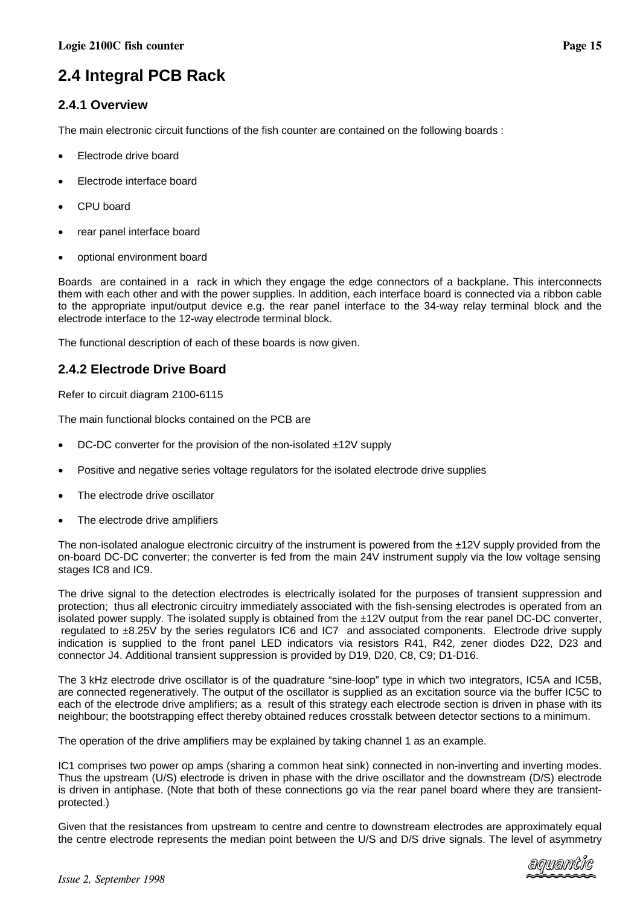## 2.4 Integral PCB Rack

### 2.4.1 Overview

The main electronic circuit functions of the fish counter are contained on the following boards :

- Electrode drive board
- Electrode interface board
- CPU board
- rear panel interface board
- optional environment board

Boards are contained in a rack in which they engage the edge connectors of a backplane. This interconnects them with each other and with the power supplies. In addition, each interface board is connected via a ribbon cable to the appropriate input/output device e.g. the rear panel interface to the 34-way relay terminal block and the electrode interface to the 12-way electrode terminal block.

The functional description of each of these boards is now given.

### 2.4.2 Electrode Drive Board

Refer to circuit diagram 2100-6115

The main functional blocks contained on the PCB are

- DC-DC converter for the provision of the non-isolated ±12V supply
- Positive and negative series voltage regulators for the isolated electrode drive supplies
- The electrode drive oscillator
- The electrode drive amplifiers

The non-isolated analogue electronic circuitry of the instrument is powered from the ±12V supply provided from the on-board DC-DC converter; the converter is fed from the main 24V instrument supply via the low voltage sensing stages IC8 and IC9.

The drive signal to the detection electrodes is electrically isolated for the purposes of transient suppression and protection; thus all electronic circuitry immediately associated with the fish-sensing electrodes is operated from an isolated power supply. The isolated supply is obtained from the ±12V output from the rear panel DC-DC converter, regulated to ±8.25V by the series regulators IC6 and IC7 and associated components. Electrode drive supply indication is supplied to the front panel LED indicators via resistors R41, R42, zener diodes D22, D23 and connector J4. Additional transient suppression is provided by D19, D20, C8, C9; D1-D16.

The 3 kHz electrode drive oscillator is of the quadrature "sine-loop" type in which two integrators, IC5A and IC5B, are connected regeneratively. The output of the oscillator is supplied as an excitation source via the buffer IC5C to each of the electrode drive amplifiers; as a result of this strategy each electrode section is driven in phase with its neighbour; the bootstrapping effect thereby obtained reduces crosstalk between detector sections to a minimum.

The operation of the drive amplifiers may be explained by taking channel 1 as an example.

IC1 comprises two power op amps (sharing a common heat sink) connected in non-inverting and inverting modes. Thus the upstream (U/S) electrode is driven in phase with the drive oscillator and the downstream (D/S) electrode is driven in antiphase. (Note that both of these connections go via the rear panel board where they are transient-protected.)

Given that the resistances from upstream to centre and centre to downstream electrodes are approximately equal the centre electrode represents the median point between the U/S and D/S drive signals. The level of asymmetry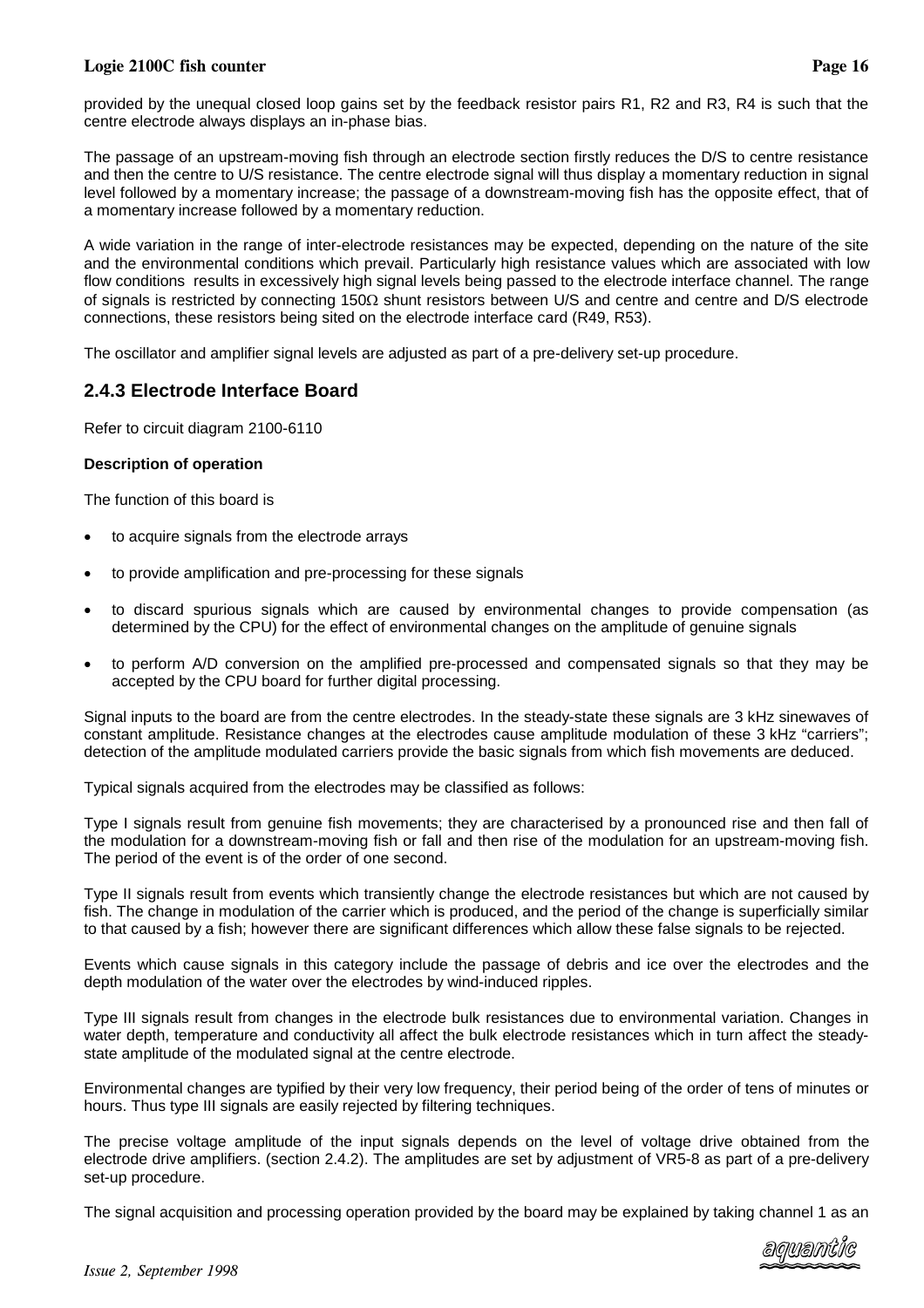provided by the unequal closed loop gains set by the feedback resistor pairs R1, R2 and R3, R4 is such that the centre electrode always displays an in-phase bias.

The passage of an upstream-moving fish through an electrode section firstly reduces the D/S to centre resistance and then the centre to U/S resistance. The centre electrode signal will thus display a momentary reduction in signal level followed by a momentary increase; the passage of a downstream-moving fish has the opposite effect, that of a momentary increase followed by a momentary reduction.

A wide variation in the range of inter-electrode resistances may be expected, depending on the nature of the site and the environmental conditions which prevail. Particularly high resistance values which are associated with low flow conditions results in excessively high signal levels being passed to the electrode interface channel. The range of signals is restricted by connecting 150Ω shunt resistors between U/S and centre and centre and D/S electrode connections, these resistors being sited on the electrode interface card (R49, R53).

The oscillator and amplifier signal levels are adjusted as part of a pre-delivery set-up procedure.

## 2.4.3 Electrode Interface Board

Refer to circuit diagram 2100-6110

**Description of operation**

The function of this board is

- to acquire signals from the electrode arrays
- to provide amplification and pre-processing for these signals
- to discard spurious signals which are caused by environmental changes to provide compensation (as determined by the CPU) for the effect of environmental changes on the amplitude of genuine signals
- to perform A/D conversion on the amplified pre-processed and compensated signals so that they may be accepted by the CPU board for further digital processing.

Signal inputs to the board are from the centre electrodes. In the steady-state these signals are 3 kHz sinewaves of constant amplitude. Resistance changes at the electrodes cause amplitude modulation of these 3 kHz "carriers"; detection of the amplitude modulated carriers provide the basic signals from which fish movements are deduced.

Typical signals acquired from the electrodes may be classified as follows:

Type I signals result from genuine fish movements; they are characterised by a pronounced rise and then fall of the modulation for a downstream-moving fish or fall and then rise of the modulation for an upstream-moving fish. The period of the event is of the order of one second.

Type II signals result from events which transiently change the electrode resistances but which are not caused by fish. The change in modulation of the carrier which is produced, and the period of the change is superficially similar to that caused by a fish; however there are significant differences which allow these false signals to be rejected.

Events which cause signals in this category include the passage of debris and ice over the electrodes and the depth modulation of the water over the electrodes by wind-induced ripples.

Type III signals result from changes in the electrode bulk resistances due to environmental variation. Changes in water depth, temperature and conductivity all affect the bulk electrode resistances which in turn affect the steady-state amplitude of the modulated signal at the centre electrode.

Environmental changes are typified by their very low frequency, their period being of the order of tens of minutes or hours. Thus type III signals are easily rejected by filtering techniques.

The precise voltage amplitude of the input signals depends on the level of voltage drive obtained from the electrode drive amplifiers. (section 2.4.2). The amplitudes are set by adjustment of VR5-8 as part of a pre-delivery set-up procedure.

The signal acquisition and processing operation provided by the board may be explained by taking channel 1 as an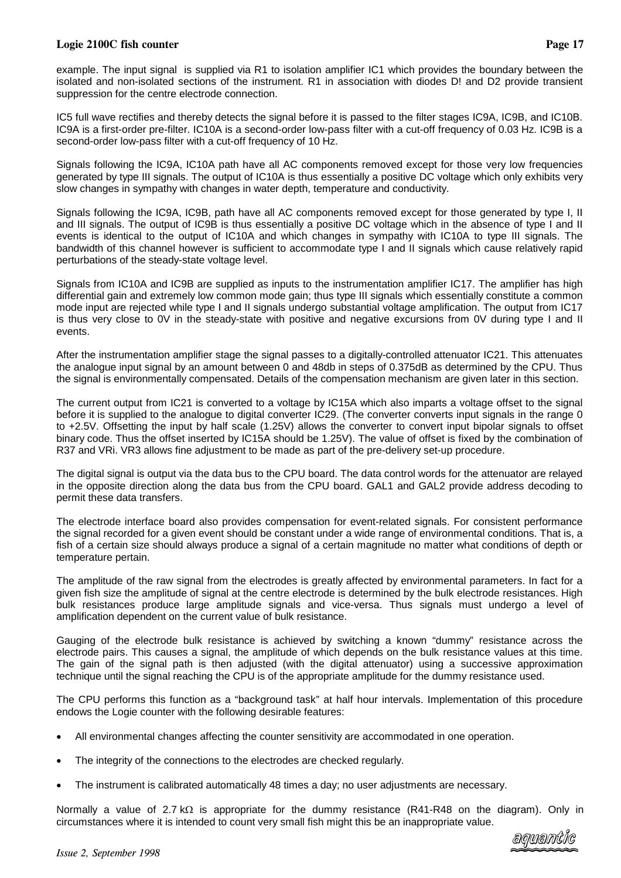example. The input signal is supplied via R1 to isolation amplifier IC1 which provides the boundary between the isolated and non-isolated sections of the instrument. R1 in association with diodes D! and D2 provide transient suppression for the centre electrode connection.

IC5 full wave rectifies and thereby detects the signal before it is passed to the filter stages IC9A, IC9B, and IC10B. IC9A is a first-order pre-filter. IC10A is a second-order low-pass filter with a cut-off frequency of 0.03 Hz. IC9B is a second-order low-pass filter with a cut-off frequency of 10 Hz.

Signals following the IC9A, IC10A path have all AC components removed except for those very low frequencies generated by type III signals. The output of IC10A is thus essentially a positive DC voltage which only exhibits very slow changes in sympathy with changes in water depth, temperature and conductivity.

Signals following the IC9A, IC9B, path have all AC components removed except for those generated by type I, II and III signals. The output of IC9B is thus essentially a positive DC voltage which in the absence of type I and II events is identical to the output of IC10A and which changes in sympathy with IC10A to type III signals. The bandwidth of this channel however is sufficient to accommodate type I and II signals which cause relatively rapid perturbations of the steady-state voltage level.

Signals from IC10A and IC9B are supplied as inputs to the instrumentation amplifier IC17. The amplifier has high differential gain and extremely low common mode gain; thus type III signals which essentially constitute a common mode input are rejected while type I and II signals undergo substantial voltage amplification. The output from IC17 is thus very close to 0V in the steady-state with positive and negative excursions from 0V during type I and II events.

After the instrumentation amplifier stage the signal passes to a digitally-controlled attenuator IC21. This attenuates the analogue input signal by an amount between 0 and 48db in steps of 0.375dB as determined by the CPU. Thus the signal is environmentally compensated. Details of the compensation mechanism are given later in this section.

The current output from IC21 is converted to a voltage by IC15A which also imparts a voltage offset to the signal before it is supplied to the analogue to digital converter IC29. (The converter converts input signals in the range 0 to +2.5V. Offsetting the input by half scale (1.25V) allows the converter to convert input bipolar signals to offset binary code. Thus the offset inserted by IC15A should be 1.25V). The value of offset is fixed by the combination of R37 and VRi. VR3 allows fine adjustment to be made as part of the pre-delivery set-up procedure.

The digital signal is output via the data bus to the CPU board. The data control words for the attenuator are relayed in the opposite direction along the data bus from the CPU board. GAL1 and GAL2 provide address decoding to permit these data transfers.

The electrode interface board also provides compensation for event-related signals. For consistent performance the signal recorded for a given event should be constant under a wide range of environmental conditions. That is, a fish of a certain size should always produce a signal of a certain magnitude no matter what conditions of depth or temperature pertain.

The amplitude of the raw signal from the electrodes is greatly affected by environmental parameters. In fact for a given fish size the amplitude of signal at the centre electrode is determined by the bulk electrode resistances. High bulk resistances produce large amplitude signals and vice-versa. Thus signals must undergo a level of amplification dependent on the current value of bulk resistance.

Gauging of the electrode bulk resistance is achieved by switching a known “dummy” resistance across the electrode pairs. This causes a signal, the amplitude of which depends on the bulk resistance values at this time. The gain of the signal path is then adjusted (with the digital attenuator) using a successive approximation technique until the signal reaching the CPU is of the appropriate amplitude for the dummy resistance used.

The CPU performs this function as a “background task” at half hour intervals. Implementation of this procedure endows the Logie counter with the following desirable features:

- All environmental changes affecting the counter sensitivity are accommodated in one operation.
- The integrity of the connections to the electrodes are checked regularly.
- The instrument is calibrated automatically 48 times a day; no user adjustments are necessary.

Normally a value of 2.7 kΩ is appropriate for the dummy resistance (R41-R48 on the diagram). Only in circumstances where it is intended to count very small fish might this be an inappropriate value.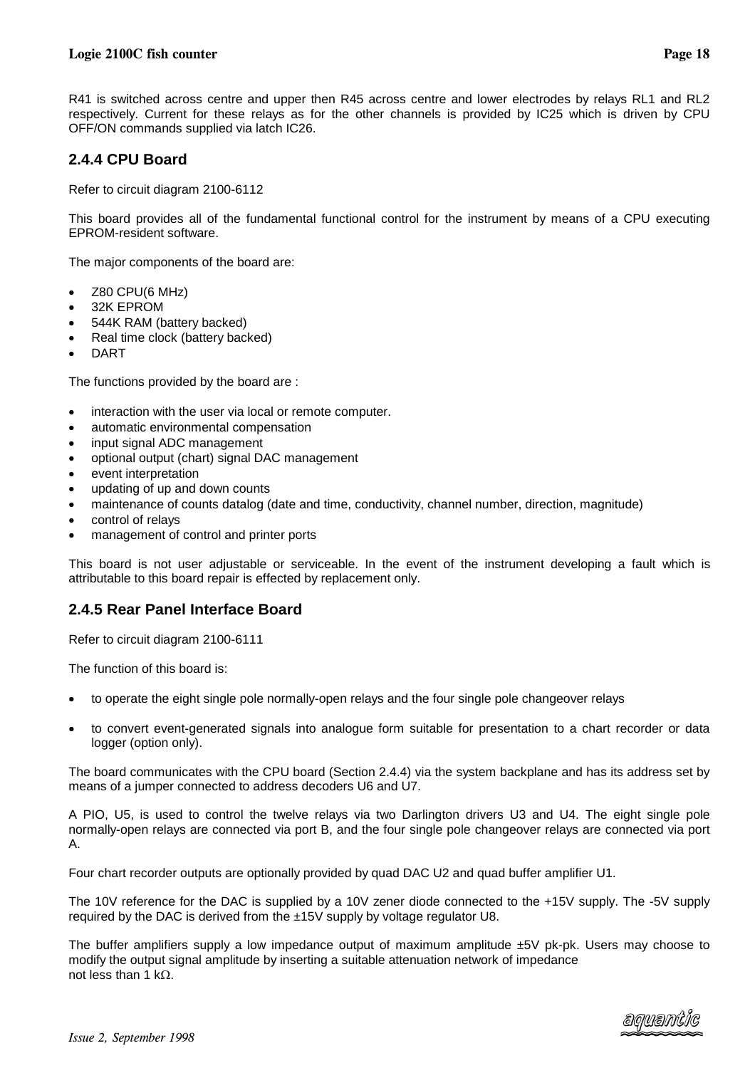R41 is switched across centre and upper then R45 across centre and lower electrodes by relays RL1 and RL2 respectively. Current for these relays as for the other channels is provided by IC25 which is driven by CPU OFF/ON commands supplied via latch IC26.

### 2.4.4 CPU Board

Refer to circuit diagram 2100-6112

This board provides all of the fundamental functional control for the instrument by means of a CPU executing EPROM-resident software.

The major components of the board are:

- Z80 CPU(6 MHz)
- 32K EPROM
- 544K RAM (battery backed)
- Real time clock (battery backed)
- DART

The functions provided by the board are :

- interaction with the user via local or remote computer.
- automatic environmental compensation
- input signal ADC management
- optional output (chart) signal DAC management
- event interpretation
- updating of up and down counts
- maintenance of counts datalog (date and time, conductivity, channel number, direction, magnitude)
- control of relays
- management of control and printer ports

This board is not user adjustable or serviceable. In the event of the instrument developing a fault which is attributable to this board repair is effected by replacement only.

### 2.4.5 Rear Panel Interface Board

Refer to circuit diagram 2100-6111

The function of this board is:

- to operate the eight single pole normally-open relays and the four single pole changeover relays
- to convert event-generated signals into analogue form suitable for presentation to a chart recorder or data logger (option only).

The board communicates with the CPU board (Section 2.4.4) via the system backplane and has its address set by means of a jumper connected to address decoders U6 and U7.

A PIO, U5, is used to control the twelve relays via two Darlington drivers U3 and U4. The eight single pole normally-open relays are connected via port B, and the four single pole changeover relays are connected via port A.

Four chart recorder outputs are optionally provided by quad DAC U2 and quad buffer amplifier U1.

The 10V reference for the DAC is supplied by a 10V zener diode connected to the +15V supply. The -5V supply required by the DAC is derived from the ±15V supply by voltage regulator U8.

The buffer amplifiers supply a low impedance output of maximum amplitude ±5V pk-pk. Users may choose to modify the output signal amplitude by inserting a suitable attenuation network of impedance not less than 1 kΩ.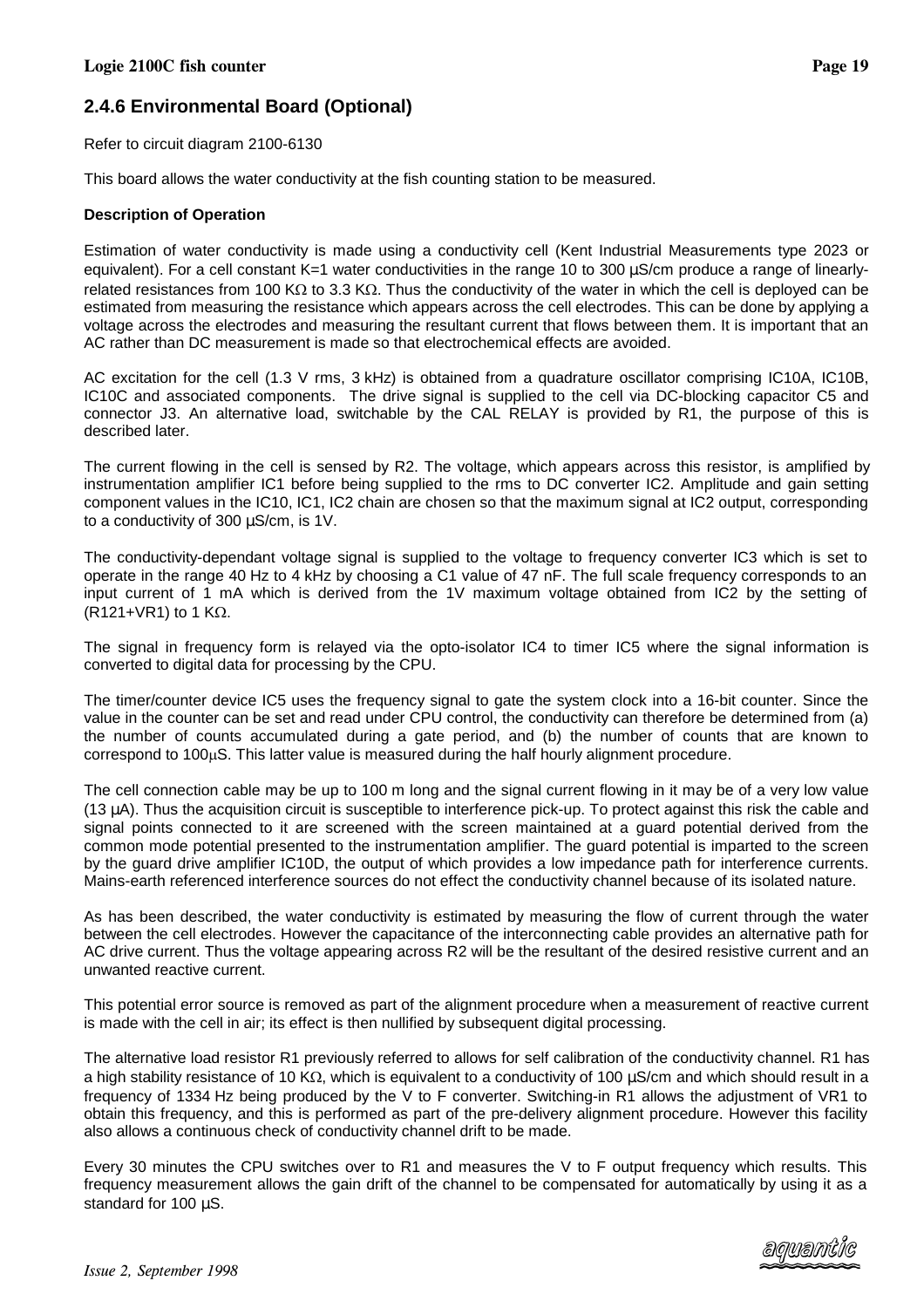## 2.4.6 Environmental Board (Optional)

Refer to circuit diagram 2100-6130

This board allows the water conductivity at the fish counting station to be measured.

**Description of Operation**

Estimation of water conductivity is made using a conductivity cell (Kent Industrial Measurements type 2023 or equivalent). For a cell constant K=1 water conductivities in the range 10 to 300 µS/cm produce a range of linearly-related resistances from 100 KΩ to 3.3 KΩ. Thus the conductivity of the water in which the cell is deployed can be estimated from measuring the resistance which appears across the cell electrodes. This can be done by applying a voltage across the electrodes and measuring the resultant current that flows between them. It is important that an AC rather than DC measurement is made so that electrochemical effects are avoided.

AC excitation for the cell (1.3 V rms, 3 kHz) is obtained from a quadrature oscillator comprising IC10A, IC10B, IC10C and associated components. The drive signal is supplied to the cell via DC-blocking capacitor C5 and connector J3. An alternative load, switchable by the CAL RELAY is provided by R1, the purpose of this is described later.

The current flowing in the cell is sensed by R2. The voltage, which appears across this resistor, is amplified by instrumentation amplifier IC1 before being supplied to the rms to DC converter IC2. Amplitude and gain setting component values in the IC10, IC1, IC2 chain are chosen so that the maximum signal at IC2 output, corresponding to a conductivity of 300 µS/cm, is 1V.

The conductivity-dependant voltage signal is supplied to the voltage to frequency converter IC3 which is set to operate in the range 40 Hz to 4 kHz by choosing a C1 value of 47 nF. The full scale frequency corresponds to an input current of 1 mA which is derived from the 1V maximum voltage obtained from IC2 by the setting of (R121+VR1) to 1 KΩ.

The signal in frequency form is relayed via the opto-isolator IC4 to timer IC5 where the signal information is converted to digital data for processing by the CPU.

The timer/counter device IC5 uses the frequency signal to gate the system clock into a 16-bit counter. Since the value in the counter can be set and read under CPU control, the conductivity can therefore be determined from (a) the number of counts accumulated during a gate period, and (b) the number of counts that are known to correspond to 100µS. This latter value is measured during the half hourly alignment procedure.

The cell connection cable may be up to 100 m long and the signal current flowing in it may be of a very low value (13 µA). Thus the acquisition circuit is susceptible to interference pick-up. To protect against this risk the cable and signal points connected to it are screened with the screen maintained at a guard potential derived from the common mode potential presented to the instrumentation amplifier. The guard potential is imparted to the screen by the guard drive amplifier IC10D, the output of which provides a low impedance path for interference currents. Mains-earth referenced interference sources do not effect the conductivity channel because of its isolated nature.

As has been described, the water conductivity is estimated by measuring the flow of current through the water between the cell electrodes. However the capacitance of the interconnecting cable provides an alternative path for AC drive current. Thus the voltage appearing across R2 will be the resultant of the desired resistive current and an unwanted reactive current.

This potential error source is removed as part of the alignment procedure when a measurement of reactive current is made with the cell in air; its effect is then nullified by subsequent digital processing.

The alternative load resistor R1 previously referred to allows for self calibration of the conductivity channel. R1 has a high stability resistance of 10 KΩ, which is equivalent to a conductivity of 100 µS/cm and which should result in a frequency of 1334 Hz being produced by the V to F converter. Switching-in R1 allows the adjustment of VR1 to obtain this frequency, and this is performed as part of the pre-delivery alignment procedure. However this facility also allows a continuous check of conductivity channel drift to be made.

Every 30 minutes the CPU switches over to R1 and measures the V to F output frequency which results. This frequency measurement allows the gain drift of the channel to be compensated for automatically by using it as a standard for 100 µS.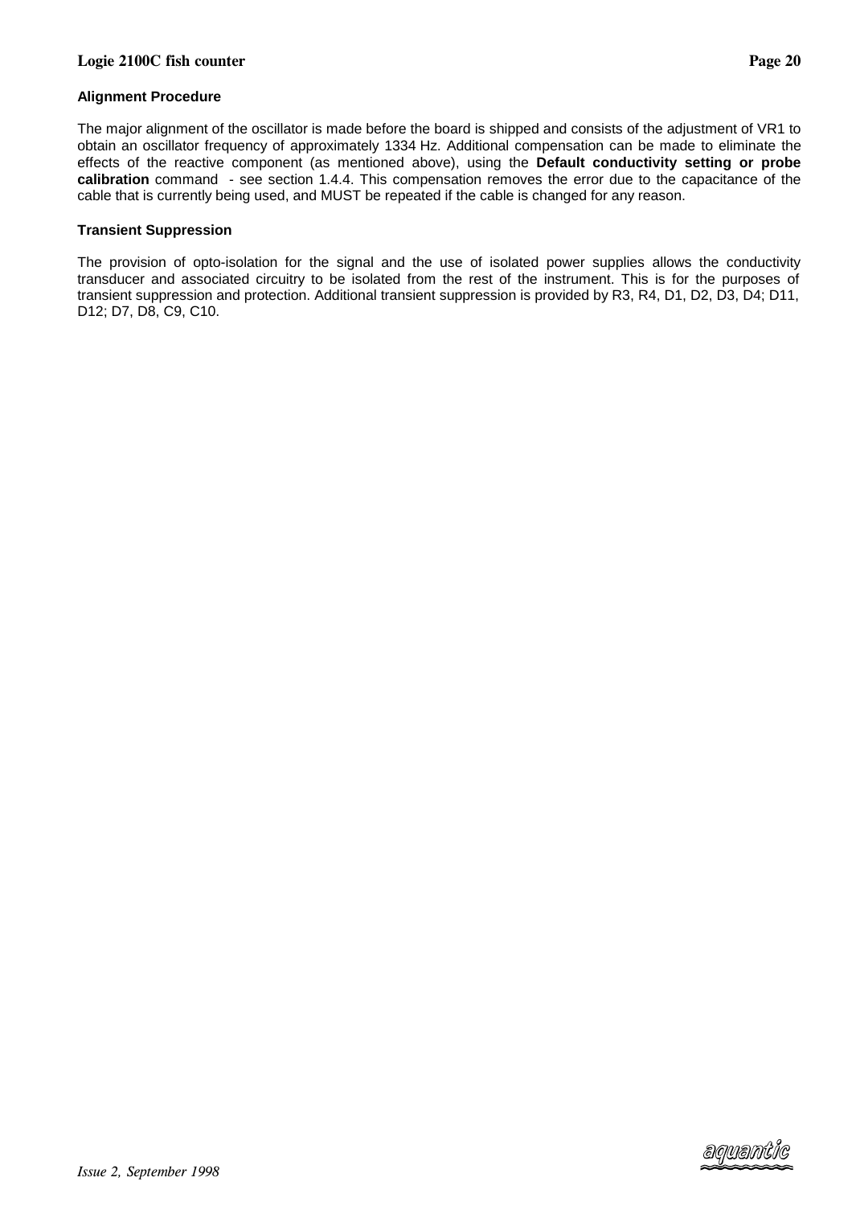### Alignment Procedure

The major alignment of the oscillator is made before the board is shipped and consists of the adjustment of VR1 to obtain an oscillator frequency of approximately 1334 Hz. Additional compensation can be made to eliminate the effects of the reactive component (as mentioned above), using the **Default conductivity setting or probe calibration** command - see section 1.4.4. This compensation removes the error due to the capacitance of the cable that is currently being used, and MUST be repeated if the cable is changed for any reason.

### Transient Suppression

The provision of opto-isolation for the signal and the use of isolated power supplies allows the conductivity transducer and associated circuitry to be isolated from the rest of the instrument. This is for the purposes of transient suppression and protection. Additional transient suppression is provided by R3, R4, D1, D2, D3, D4; D11, D12; D7, D8, C9, C10.